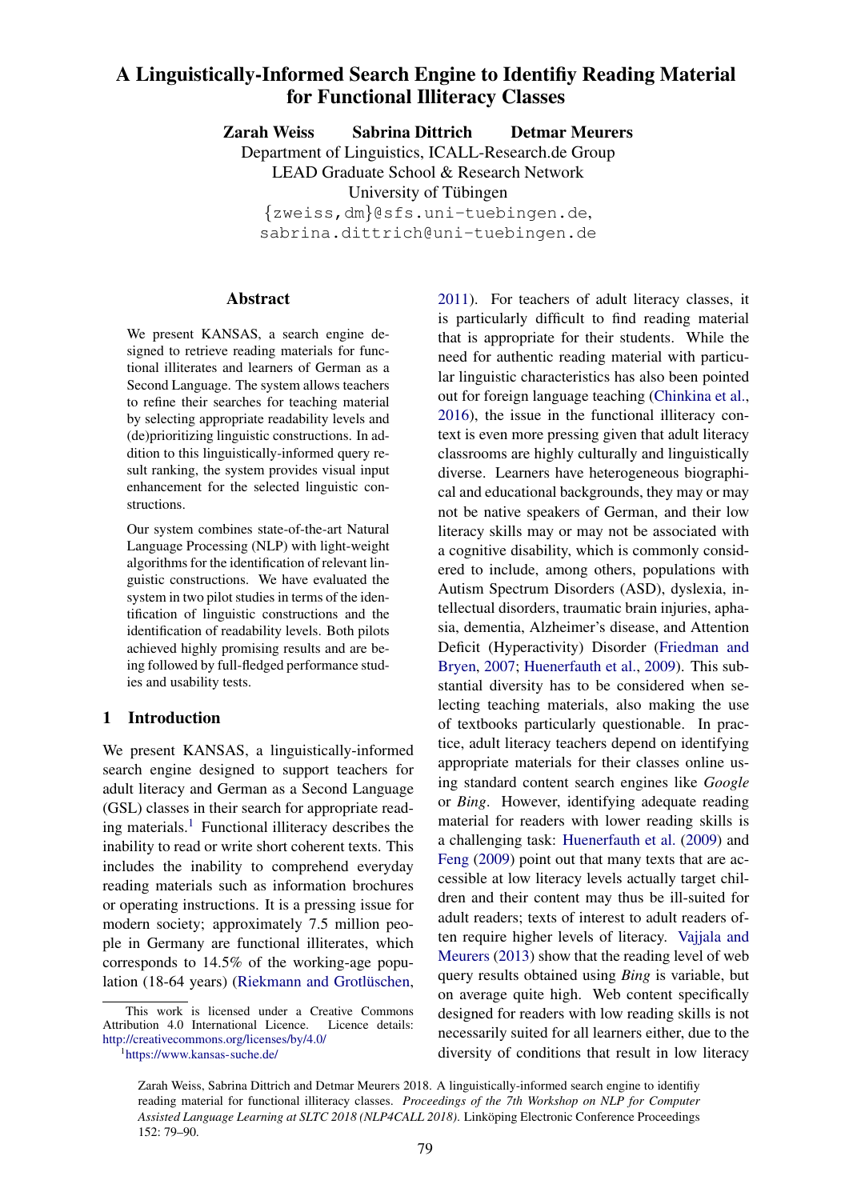# A Linguistically-Informed Search Engine to Identifiy Reading Material for Functional Illiteracy Classes

**Zarah Weiss** **Sabrina Dittrich** **Detmar Meurers**

Department of Linguistics, ICALL-Research.de Group
LEAD Graduate School & Research Network
University of Tübingen
{zweiss,dm}@sfs.uni-tuebingen.de,
sabrina.dittrich@uni-tuebingen.de

## Abstract

We present KANSAS, a search engine designed to retrieve reading materials for functional illiterates and learners of German as a Second Language. The system allows teachers to refine their searches for teaching material by selecting appropriate readability levels and (de)prioritizing linguistic constructions. In addition to this linguistically-informed query result ranking, the system provides visual input enhancement for the selected linguistic constructions.

Our system combines state-of-the-art Natural Language Processing (NLP) with light-weight algorithms for the identification of relevant linguistic constructions. We have evaluated the system in two pilot studies in terms of the identification of linguistic constructions and the identification of readability levels. Both pilots achieved highly promising results and are being followed by full-fledged performance studies and usability tests.

## 1 Introduction

We present KANSAS, a linguistically-informed search engine designed to support teachers for adult literacy and German as a Second Language (GSL) classes in their search for appropriate reading materials.[1] Functional illiteracy describes the inability to read or write short coherent texts. This includes the inability to comprehend everyday reading materials such as information brochures or operating instructions. It is a pressing issue for modern society; approximately 7.5 million people in Germany are functional illiterates, which corresponds to 14.5% of the working-age population (18-64 years) (Riekmann and Grotlüschen, 2011). For teachers of adult literacy classes, it is particularly difficult to find reading material that is appropriate for their students. While the need for authentic reading material with particular linguistic characteristics has also been pointed out for foreign language teaching (Chinkina et al., 2016), the issue in the functional illiteracy context is even more pressing given that adult literacy classrooms are highly culturally and linguistically diverse. Learners have heterogeneous biographical and educational backgrounds, they may or may not be native speakers of German, and their low literacy skills may or may not be associated with a cognitive disability, which is commonly considered to include, among others, populations with Autism Spectrum Disorders (ASD), dyslexia, intellectual disorders, traumatic brain injuries, aphasia, dementia, Alzheimer's disease, and Attention Deficit (Hyperactivity) Disorder (Friedman and Bryen, 2007; Huenerfauth et al., 2009). This substantial diversity has to be considered when selecting teaching materials, also making the use of textbooks particularly questionable. In practice, adult literacy teachers depend on identifying appropriate materials for their classes online using standard content search engines like *Google* or *Bing*. However, identifying adequate reading material for readers with lower reading skills is a challenging task: Huenerfauth et al. (2009) and Feng (2009) point out that many texts that are accessible at low literacy levels actually target children and their content may thus be ill-suited for adult readers; texts of interest to adult readers often require higher levels of literacy. Vajjala and Meurers (2013) show that the reading level of web query results obtained using *Bing* is variable, but on average quite high. Web content specifically designed for readers with low reading skills is not necessarily suited for all learners either, due to the diversity of conditions that result in low literacy

This work is licensed under a Creative Commons Attribution 4.0 International Licence. Licence details: http://creativecommons.org/licenses/by/4.0/

[1] https://www.kansas-suche.de/

Zarah Weiss, Sabrina Dittrich and Detmar Meurers 2018. A linguistically-informed search engine to identifiy reading material for functional illiteracy classes. *Proceedings of the 7th Workshop on NLP for Computer Assisted Language Learning at SLTC 2018 (NLP4CALL 2018).* Linköping Electronic Conference Proceedings 152: 79–90.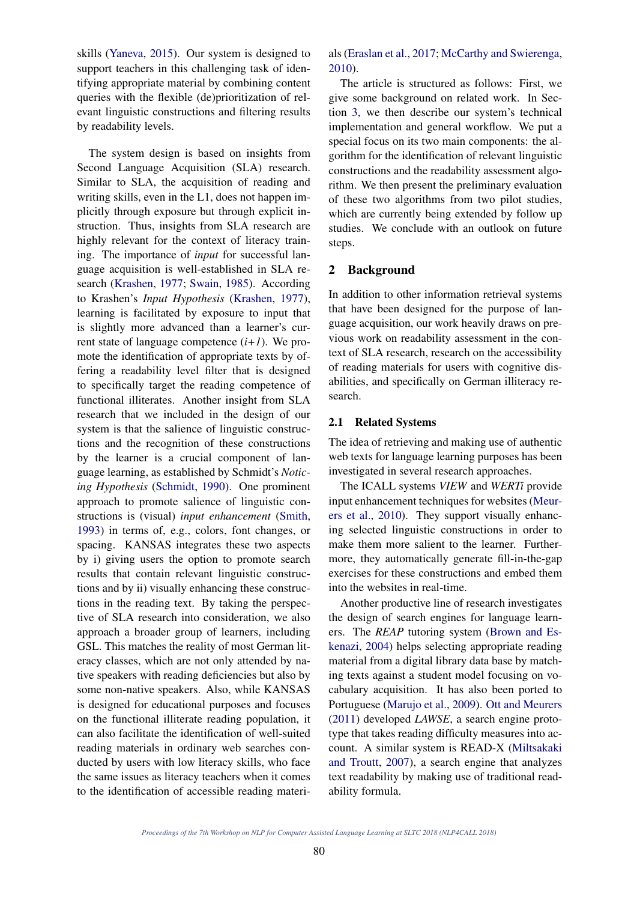skills (Yaneva, 2015). Our system is designed to support teachers in this challenging task of identifying appropriate material by combining content queries with the flexible (de)prioritization of relevant linguistic constructions and filtering results by readability levels.

The system design is based on insights from Second Language Acquisition (SLA) research. Similar to SLA, the acquisition of reading and writing skills, even in the L1, does not happen implicitly through exposure but through explicit instruction. Thus, insights from SLA research are highly relevant for the context of literacy training. The importance of *input* for successful language acquisition is well-established in SLA research (Krashen, 1977; Swain, 1985). According to Krashen's *Input Hypothesis* (Krashen, 1977), learning is facilitated by exposure to input that is slightly more advanced than a learner's current state of language competence (*i+1*). We promote the identification of appropriate texts by offering a readability level filter that is designed to specifically target the reading competence of functional illiterates. Another insight from SLA research that we included in the design of our system is that the salience of linguistic constructions and the recognition of these constructions by the learner is a crucial component of language learning, as established by Schmidt's *Noticing Hypothesis* (Schmidt, 1990). One prominent approach to promote salience of linguistic constructions is (visual) *input enhancement* (Smith, 1993) in terms of, e.g., colors, font changes, or spacing. KANSAS integrates these two aspects by i) giving users the option to promote search results that contain relevant linguistic constructions and by ii) visually enhancing these constructions in the reading text. By taking the perspective of SLA research into consideration, we also approach a broader group of learners, including GSL. This matches the reality of most German literacy classes, which are not only attended by native speakers with reading deficiencies but also by some non-native speakers. Also, while KANSAS is designed for educational purposes and focuses on the functional illiterate reading population, it can also facilitate the identification of well-suited reading materials in ordinary web searches conducted by users with low literacy skills, who face the same issues as literacy teachers when it comes to the identification of accessible reading materials (Eraslan et al., 2017; McCarthy and Swierenga, 2010).

The article is structured as follows: First, we give some background on related work. In Section 3, we then describe our system's technical implementation and general workflow. We put a special focus on its two main components: the algorithm for the identification of relevant linguistic constructions and the readability assessment algorithm. We then present the preliminary evaluation of these two algorithms from two pilot studies, which are currently being extended by follow up studies. We conclude with an outlook on future steps.

## 2 Background

In addition to other information retrieval systems that have been designed for the purpose of language acquisition, our work heavily draws on previous work on readability assessment in the context of SLA research, research on the accessibility of reading materials for users with cognitive disabilities, and specifically on German illiteracy research.

### 2.1 Related Systems

The idea of retrieving and making use of authentic web texts for language learning purposes has been investigated in several research approaches.

The ICALL systems *VIEW* and *WERTi* provide input enhancement techniques for websites (Meurers et al., 2010). They support visually enhancing selected linguistic constructions in order to make them more salient to the learner. Furthermore, they automatically generate fill-in-the-gap exercises for these constructions and embed them into the websites in real-time.

Another productive line of research investigates the design of search engines for language learners. The *REAP* tutoring system (Brown and Eskenazi, 2004) helps selecting appropriate reading material from a digital library data base by matching texts against a student model focusing on vocabulary acquisition. It has also been ported to Portuguese (Marujo et al., 2009). Ott and Meurers (2011) developed *LAWSE*, a search engine prototype that takes reading difficulty measures into account. A similar system is READ-X (Miltsakaki and Troutt, 2007), a search engine that analyzes text readability by making use of traditional readability formula.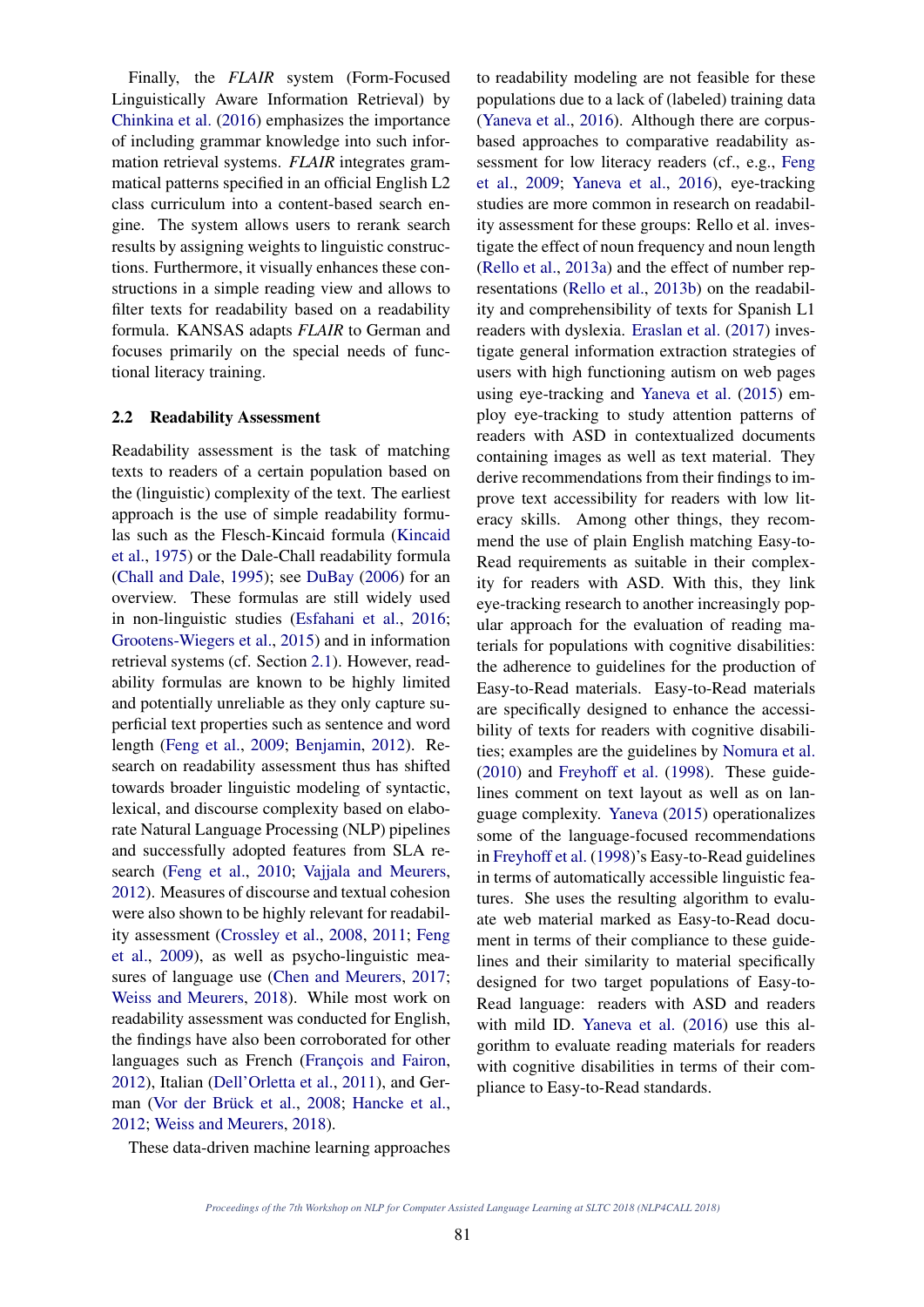Finally, the *FLAIR* system (Form-Focused Linguistically Aware Information Retrieval) by Chinkina et al. (2016) emphasizes the importance of including grammar knowledge into such information retrieval systems. *FLAIR* integrates grammatical patterns specified in an official English L2 class curriculum into a content-based search engine. The system allows users to rerank search results by assigning weights to linguistic constructions. Furthermore, it visually enhances these constructions in a simple reading view and allows to filter texts for readability based on a readability formula. KANSAS adapts *FLAIR* to German and focuses primarily on the special needs of functional literacy training.

### 2.2 Readability Assessment

Readability assessment is the task of matching texts to readers of a certain population based on the (linguistic) complexity of the text. The earliest approach is the use of simple readability formulas such as the Flesch-Kincaid formula (Kincaid et al., 1975) or the Dale-Chall readability formula (Chall and Dale, 1995); see DuBay (2006) for an overview. These formulas are still widely used in non-linguistic studies (Esfahani et al., 2016; Grootens-Wiegers et al., 2015) and in information retrieval systems (cf. Section 2.1). However, readability formulas are known to be highly limited and potentially unreliable as they only capture superficial text properties such as sentence and word length (Feng et al., 2009; Benjamin, 2012). Research on readability assessment thus has shifted towards broader linguistic modeling of syntactic, lexical, and discourse complexity based on elaborate Natural Language Processing (NLP) pipelines and successfully adopted features from SLA research (Feng et al., 2010; Vajjala and Meurers, 2012). Measures of discourse and textual cohesion were also shown to be highly relevant for readability assessment (Crossley et al., 2008, 2011; Feng et al., 2009), as well as psycho-linguistic measures of language use (Chen and Meurers, 2017; Weiss and Meurers, 2018). While most work on readability assessment was conducted for English, the findings have also been corroborated for other languages such as French (François and Fairon, 2012), Italian (Dell'Orletta et al., 2011), and German (Vor der Brück et al., 2008; Hancke et al., 2012; Weiss and Meurers, 2018).

These data-driven machine learning approaches to readability modeling are not feasible for these populations due to a lack of (labeled) training data (Yaneva et al., 2016). Although there are corpus-based approaches to comparative readability assessment for low literacy readers (cf., e.g., Feng et al., 2009; Yaneva et al., 2016), eye-tracking studies are more common in research on readability assessment for these groups: Rello et al. investigate the effect of noun frequency and noun length (Rello et al., 2013a) and the effect of number representations (Rello et al., 2013b) on the readability and comprehensibility of texts for Spanish L1 readers with dyslexia. Eraslan et al. (2017) investigate general information extraction strategies of users with high functioning autism on web pages using eye-tracking and Yaneva et al. (2015) employ eye-tracking to study attention patterns of readers with ASD in contextualized documents containing images as well as text material. They derive recommendations from their findings to improve text accessibility for readers with low literacy skills. Among other things, they recommend the use of plain English matching Easy-to-Read requirements as suitable in their complexity for readers with ASD. With this, they link eye-tracking research to another increasingly popular approach for the evaluation of reading materials for populations with cognitive disabilities: the adherence to guidelines for the production of Easy-to-Read materials. Easy-to-Read materials are specifically designed to enhance the accessibility of texts for readers with cognitive disabilities; examples are the guidelines by Nomura et al. (2010) and Freyhoff et al. (1998). These guidelines comment on text layout as well as on language complexity. Yaneva (2015) operationalizes some of the language-focused recommendations in Freyhoff et al. (1998)'s Easy-to-Read guidelines in terms of automatically accessible linguistic features. She uses the resulting algorithm to evaluate web material marked as Easy-to-Read document in terms of their compliance to these guidelines and their similarity to material specifically designed for two target populations of Easy-to-Read language: readers with ASD and readers with mild ID. Yaneva et al. (2016) use this algorithm to evaluate reading materials for readers with cognitive disabilities in terms of their compliance to Easy-to-Read standards.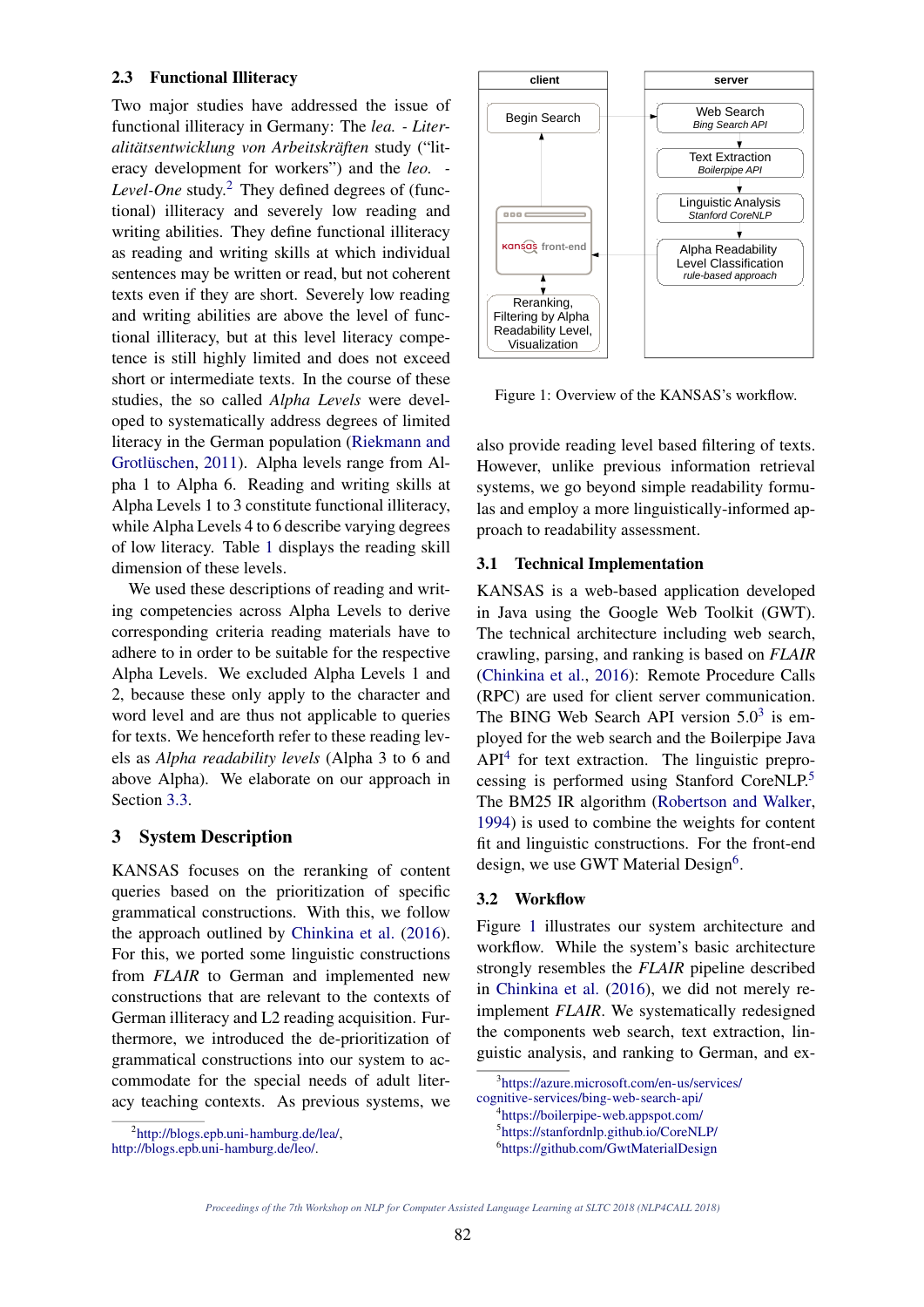### 2.3 Functional Illiteracy

Two major studies have addressed the issue of functional illiteracy in Germany: The *lea. - Literalitätsentwicklung von Arbeitskräften* study ("literacy development for workers") and the *leo. - Level-One* study.[2] They defined degrees of (functional) illiteracy and severely low reading and writing abilities. They define functional illiteracy as reading and writing skills at which individual sentences may be written or read, but not coherent texts even if they are short. Severely low reading and writing abilities are above the level of functional illiteracy, but at this level literacy competence is still highly limited and does not exceed short or intermediate texts. In the course of these studies, the so called *Alpha Levels* were developed to systematically address degrees of limited literacy in the German population (Riekmann and Grotlüschen, 2011). Alpha levels range from Alpha 1 to Alpha 6. Reading and writing skills at Alpha Levels 1 to 3 constitute functional illiteracy, while Alpha Levels 4 to 6 describe varying degrees of low literacy. Table 1 displays the reading skill dimension of these levels.

We used these descriptions of reading and writing competencies across Alpha Levels to derive corresponding criteria reading materials have to adhere to in order to be suitable for the respective Alpha Levels. We excluded Alpha Levels 1 and 2, because these only apply to the character and word level and are thus not applicable to queries for texts. We henceforth refer to these reading levels as *Alpha readability levels* (Alpha 3 to 6 and above Alpha). We elaborate on our approach in Section 3.3.

## 3 System Description

KANSAS focuses on the reranking of content queries based on the prioritization of specific grammatical constructions. With this, we follow the approach outlined by Chinkina et al. (2016). For this, we ported some linguistic constructions from *FLAIR* to German and implemented new constructions that are relevant to the contexts of German illiteracy and L2 reading acquisition. Furthermore, we introduced the de-prioritization of grammatical constructions into our system to accommodate for the special needs of adult literacy teaching contexts. As previous systems, we also provide reading level based filtering of texts. However, unlike previous information retrieval systems, we go beyond simple readability formulas and employ a more linguistically-informed approach to readability assessment.

Figure 1: Overview of the KANSAS's workflow.

### 3.1 Technical Implementation

KANSAS is a web-based application developed in Java using the Google Web Toolkit (GWT). The technical architecture including web search, crawling, parsing, and ranking is based on *FLAIR* (Chinkina et al., 2016): Remote Procedure Calls (RPC) are used for client server communication. The BING Web Search API version 5.0[3] is employed for the web search and the Boilerpipe Java API[4] for text extraction. The linguistic preprocessing is performed using Stanford CoreNLP.[5] The BM25 IR algorithm (Robertson and Walker, 1994) is used to combine the weights for content fit and linguistic constructions. For the front-end design, we use GWT Material Design[6].

### 3.2 Workflow

Figure 1 illustrates our system architecture and workflow. While the system's basic architecture strongly resembles the *FLAIR* pipeline described in Chinkina et al. (2016), we did not merely reimplement *FLAIR*. We systematically redesigned the components web search, text extraction, linguistic analysis, and ranking to German, and ex-

[2] http://blogs.epb.uni-hamburg.de/lea/, http://blogs.epb.uni-hamburg.de/leo/.

[3] https://azure.microsoft.com/en-us/services/cognitive-services/bing-web-search-api/

[4] https://boilerpipe-web.appspot.com/

[5] https://stanfordnlp.github.io/CoreNLP/

[6] https://github.com/GwtMaterialDesign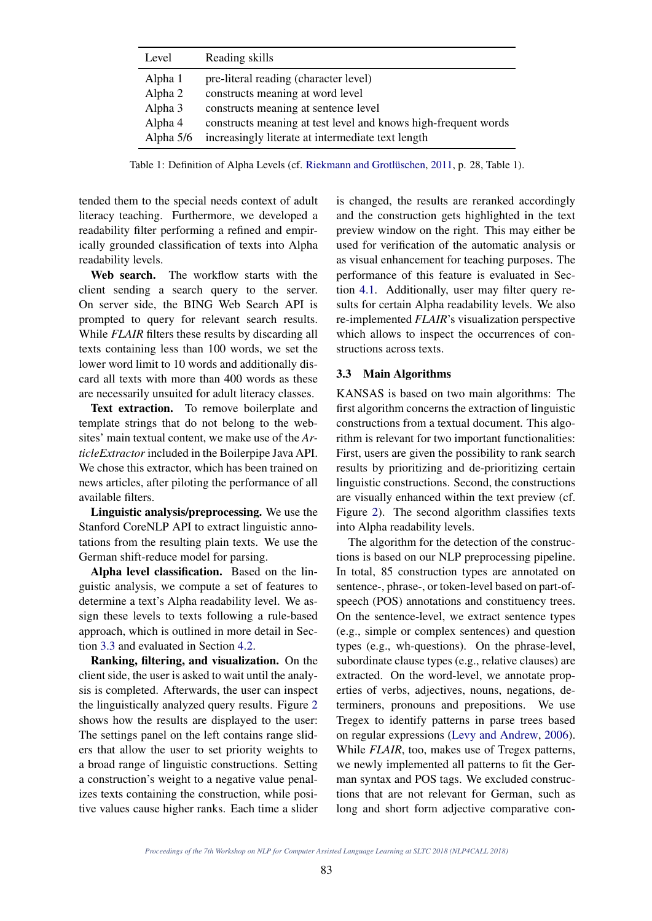| Level | Reading skills |
|---|---|
| Alpha 1 | pre-literal reading (character level) |
| Alpha 2 | constructs meaning at word level |
| Alpha 3 | constructs meaning at sentence level |
| Alpha 4 | constructs meaning at test level and knows high-frequent words |
| Alpha 5/6 | increasingly literate at intermediate text length |

Table 1: Definition of Alpha Levels (cf. Riekmann and Grotlüschen, 2011, p. 28, Table 1).

tended them to the special needs context of adult literacy teaching. Furthermore, we developed a readability filter performing a refined and empirically grounded classification of texts into Alpha readability levels.

**Web search.** The workflow starts with the client sending a search query to the server. On server side, the BING Web Search API is prompted to query for relevant search results. While *FLAIR* filters these results by discarding all texts containing less than 100 words, we set the lower word limit to 10 words and additionally discard all texts with more than 400 words as these are necessarily unsuited for adult literacy classes.

**Text extraction.** To remove boilerplate and template strings that do not belong to the websites' main textual content, we make use of the *ArticleExtractor* included in the Boilerpipe Java API. We chose this extractor, which has been trained on news articles, after piloting the performance of all available filters.

**Linguistic analysis/preprocessing.** We use the Stanford CoreNLP API to extract linguistic annotations from the resulting plain texts. We use the German shift-reduce model for parsing.

**Alpha level classification.** Based on the linguistic analysis, we compute a set of features to determine a text's Alpha readability level. We assign these levels to texts following a rule-based approach, which is outlined in more detail in Section 3.3 and evaluated in Section 4.2.

**Ranking, filtering, and visualization.** On the client side, the user is asked to wait until the analysis is completed. Afterwards, the user can inspect the linguistically analyzed query results. Figure 2 shows how the results are displayed to the user: The settings panel on the left contains range sliders that allow the user to set priority weights to a broad range of linguistic constructions. Setting a construction's weight to a negative value penalizes texts containing the construction, while positive values cause higher ranks. Each time a slider is changed, the results are reranked accordingly and the construction gets highlighted in the text preview window on the right. This may either be used for verification of the automatic analysis or as visual enhancement for teaching purposes. The performance of this feature is evaluated in Section 4.1. Additionally, user may filter query results for certain Alpha readability levels. We also re-implemented *FLAIR*'s visualization perspective which allows to inspect the occurrences of constructions across texts.

### 3.3 Main Algorithms

KANSAS is based on two main algorithms: The first algorithm concerns the extraction of linguistic constructions from a textual document. This algorithm is relevant for two important functionalities: First, users are given the possibility to rank search results by prioritizing and de-prioritizing certain linguistic constructions. Second, the constructions are visually enhanced within the text preview (cf. Figure 2). The second algorithm classifies texts into Alpha readability levels.

The algorithm for the detection of the constructions is based on our NLP preprocessing pipeline. In total, 85 construction types are annotated on sentence-, phrase-, or token-level based on part-of-speech (POS) annotations and constituency trees. On the sentence-level, we extract sentence types (e.g., simple or complex sentences) and question types (e.g., wh-questions). On the phrase-level, subordinate clause types (e.g., relative clauses) are extracted. On the word-level, we annotate properties of verbs, adjectives, nouns, negations, determiners, pronouns and prepositions. We use Tregex to identify patterns in parse trees based on regular expressions (Levy and Andrew, 2006). While *FLAIR*, too, makes use of Tregex patterns, we newly implemented all patterns to fit the German syntax and POS tags. We excluded constructions that are not relevant for German, such as long and short form adjective comparative con-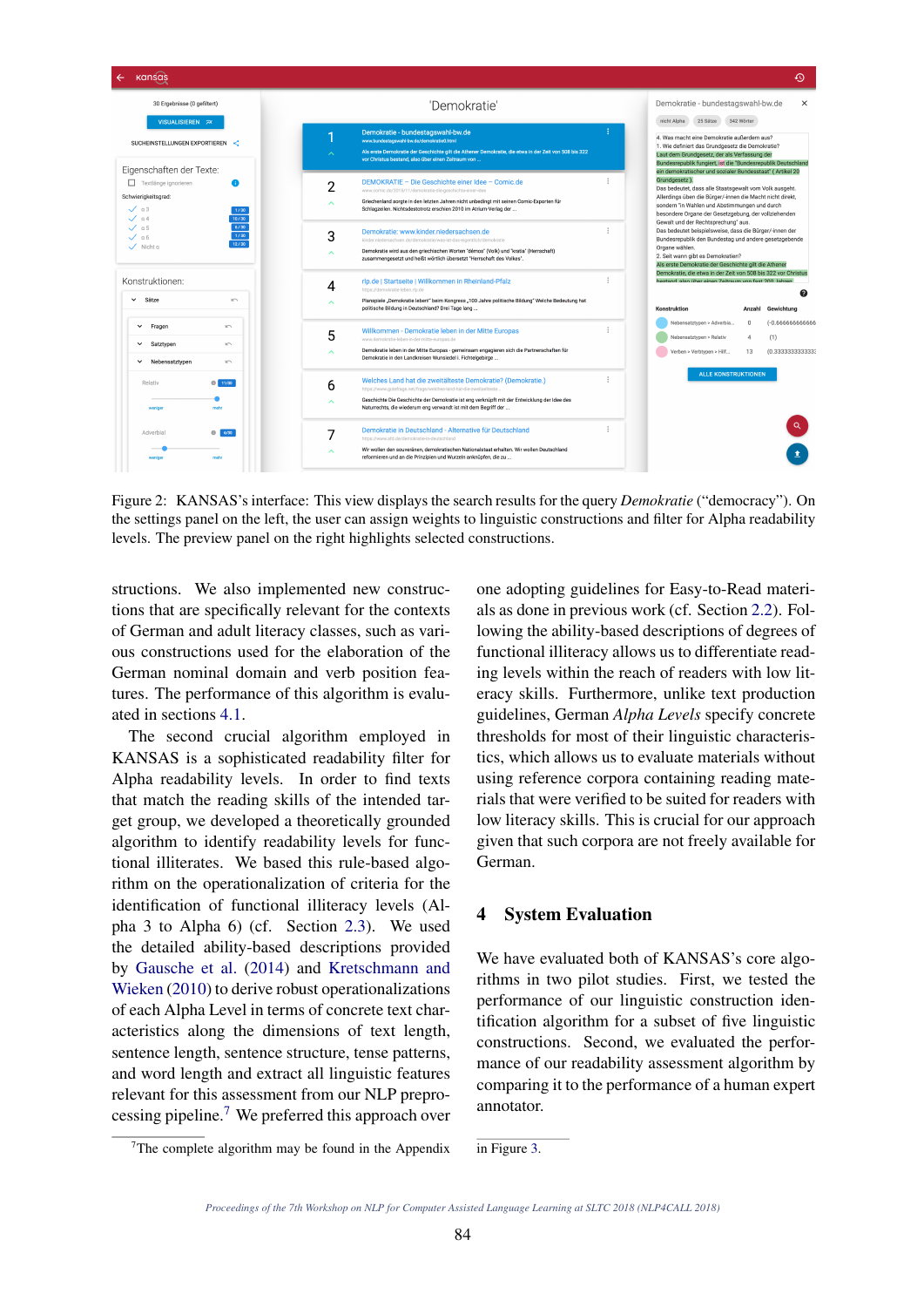Figure 2: KANSAS's interface: This view displays the search results for the query *Demokratie* ("democracy"). On the settings panel on the left, the user can assign weights to linguistic constructions and filter for Alpha readability levels. The preview panel on the right highlights selected constructions.

structions. We also implemented new constructions that are specifically relevant for the contexts of German and adult literacy classes, such as various constructions used for the elaboration of the German nominal domain and verb position features. The performance of this algorithm is evaluated in sections 4.1.

The second crucial algorithm employed in KANSAS is a sophisticated readability filter for Alpha readability levels. In order to find texts that match the reading skills of the intended target group, we developed a theoretically grounded algorithm to identify readability levels for functional illiterates. We based this rule-based algorithm on the operationalization of criteria for the identification of functional illiteracy levels (Alpha 3 to Alpha 6) (cf. Section 2.3). We used the detailed ability-based descriptions provided by Gausche et al. (2014) and Kretschmann and Wieken (2010) to derive robust operationalizations of each Alpha Level in terms of concrete text characteristics along the dimensions of text length, sentence length, sentence structure, tense patterns, and word length and extract all linguistic features relevant for this assessment from our NLP preprocessing pipeline.[7] We preferred this approach over one adopting guidelines for Easy-to-Read materials as done in previous work (cf. Section 2.2). Following the ability-based descriptions of degrees of functional illiteracy allows us to differentiate reading levels within the reach of readers with low literacy skills. Furthermore, unlike text production guidelines, German *Alpha Levels* specify concrete thresholds for most of their linguistic characteristics, which allows us to evaluate materials without using reference corpora containing reading materials that were verified to be suited for readers with low literacy skills. This is crucial for our approach given that such corpora are not freely available for German.

## 4 System Evaluation

We have evaluated both of KANSAS's core algorithms in two pilot studies. First, we tested the performance of our linguistic construction identification algorithm for a subset of five linguistic constructions. Second, we evaluated the performance of our readability assessment algorithm by comparing it to the performance of a human expert annotator.

[7] The complete algorithm may be found in the Appendix in Figure 3.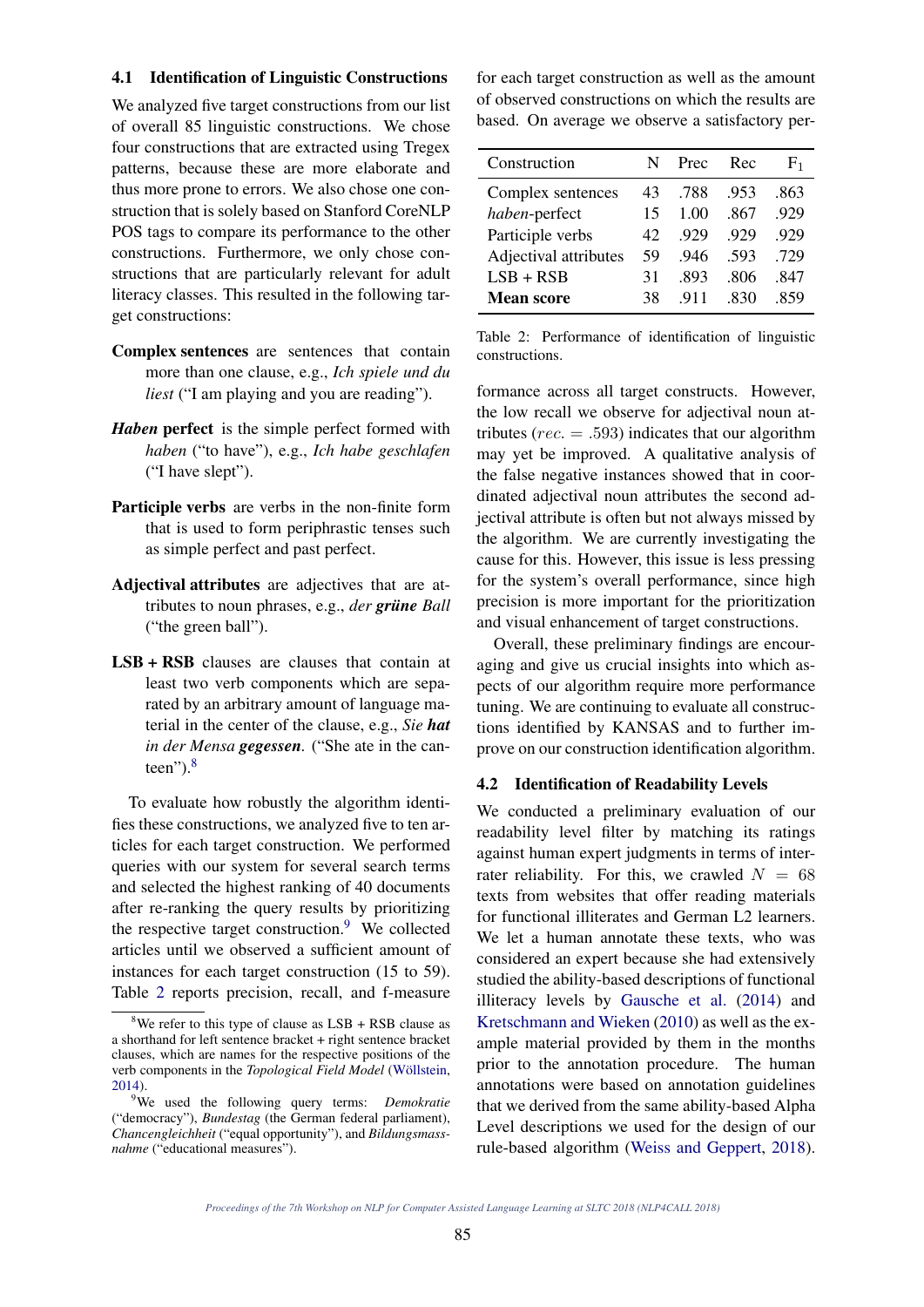### 4.1 Identification of Linguistic Constructions

We analyzed five target constructions from our list of overall 85 linguistic constructions. We chose four constructions that are extracted using Tregex patterns, because these are more elaborate and thus more prone to errors. We also chose one construction that is solely based on Stanford CoreNLP POS tags to compare its performance to the other constructions. Furthermore, we only chose constructions that are particularly relevant for adult literacy classes. This resulted in the following target constructions:

**Complex sentences** are sentences that contain more than one clause, e.g., *Ich spiele und du liest* ("I am playing and you are reading").

***Haben* perfect** is the simple perfect formed with *haben* ("to have"), e.g., *Ich habe geschlafen* ("I have slept").

**Participle verbs** are verbs in the non-finite form that is used to form periphrastic tenses such as simple perfect and past perfect.

**Adjectival attributes** are adjectives that are attributes to noun phrases, e.g., *der **grüne** Ball* ("the green ball").

**LSB + RSB** clauses are clauses that contain at least two verb components which are separated by an arbitrary amount of language material in the center of the clause, e.g., *Sie **hat** in der Mensa **gegessen**.* ("She ate in the canteen").[8]

To evaluate how robustly the algorithm identifies these constructions, we analyzed five to ten articles for each target construction. We performed queries with our system for several search terms and selected the highest ranking of 40 documents after re-ranking the query results by prioritizing the respective target construction.[9] We collected articles until we observed a sufficient amount of instances for each target construction (15 to 59). Table 2 reports precision, recall, and f-measure for each target construction as well as the amount of observed constructions on which the results are based. On average we observe a satisfactory performance across all target constructs. However, the low recall we observe for adjectival noun attributes ($rec. = .593$) indicates that our algorithm may yet be improved. A qualitative analysis of the false negative instances showed that in coordinated adjectival noun attributes the second adjectival attribute is often but not always missed by the algorithm. We are currently investigating the cause for this. However, this issue is less pressing for the system's overall performance, since high precision is more important for the prioritization and visual enhancement of target constructions.

| Construction | N | Prec | Rec | $F_1$ |
|---|---|---|---|---|
| Complex sentences | 43 | .788 | .953 | .863 |
| *haben*-perfect | 15 | 1.00 | .867 | .929 |
| Participle verbs | 42 | .929 | .929 | .929 |
| Adjectival attributes | 59 | .946 | .593 | .729 |
| LSB + RSB | 31 | .893 | .806 | .847 |
| **Mean score** | 38 | .911 | .830 | .859 |

Table 2: Performance of identification of linguistic constructions.

Overall, these preliminary findings are encouraging and give us crucial insights into which aspects of our algorithm require more performance tuning. We are continuing to evaluate all constructions identified by KANSAS and to further improve on our construction identification algorithm.

### 4.2 Identification of Readability Levels

We conducted a preliminary evaluation of our readability level filter by matching its ratings against human expert judgments in terms of inter-rater reliability. For this, we crawled $N = 68$ texts from websites that offer reading materials for functional illiterates and German L2 learners. We let a human annotate these texts, who was considered an expert because she had extensively studied the ability-based descriptions of functional illiteracy levels by Gausche et al. (2014) and Kretschmann and Wieken (2010) as well as the example material provided by them in the months prior to the annotation procedure. The human annotations were based on annotation guidelines that we derived from the same ability-based Alpha Level descriptions we used for the design of our rule-based algorithm (Weiss and Geppert, 2018).

[8] We refer to this type of clause as LSB + RSB clause as a shorthand for left sentence bracket + right sentence bracket clauses, which are names for the respective positions of the verb components in the *Topological Field Model* (Wöllstein, 2014).

[9] We used the following query terms: *Demokratie* ("democracy"), *Bundestag* (the German federal parliament), *Chancengleichheit* ("equal opportunity"), and *Bildungsmassnahme* ("educational measures").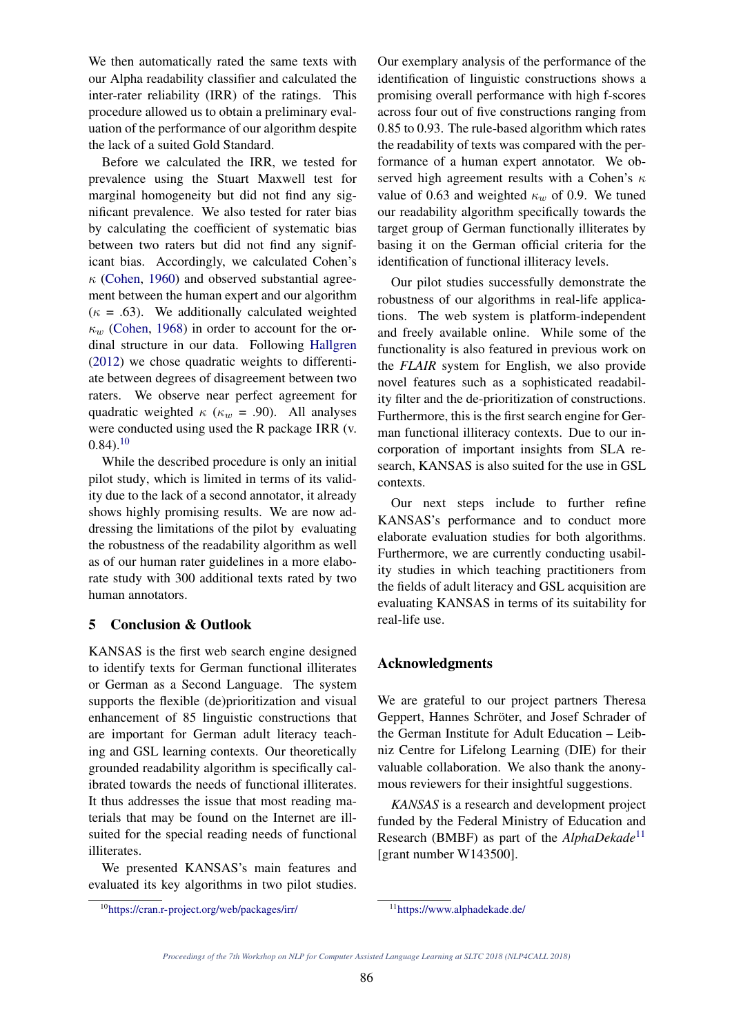We then automatically rated the same texts with our Alpha readability classifier and calculated the inter-rater reliability (IRR) of the ratings. This procedure allowed us to obtain a preliminary evaluation of the performance of our algorithm despite the lack of a suited Gold Standard.

Before we calculated the IRR, we tested for prevalence using the Stuart Maxwell test for marginal homogeneity but did not find any significant prevalence. We also tested for rater bias by calculating the coefficient of systematic bias between two raters but did not find any significant bias. Accordingly, we calculated Cohen's $\kappa$ (Cohen, 1960) and observed substantial agreement between the human expert and our algorithm ($\kappa$ = .63). We additionally calculated weighted $\kappa_w$ (Cohen, 1968) in order to account for the ordinal structure in our data. Following Hallgren (2012) we chose quadratic weights to differentiate between degrees of disagreement between two raters. We observe near perfect agreement for quadratic weighted $\kappa$ ($\kappa_w$ = .90). All analyses were conducted using used the R package IRR (v. 0.84).[10]

While the described procedure is only an initial pilot study, which is limited in terms of its validity due to the lack of a second annotator, it already shows highly promising results. We are now addressing the limitations of the pilot by evaluating the robustness of the readability algorithm as well as of our human rater guidelines in a more elaborate study with 300 additional texts rated by two human annotators.

## 5 Conclusion & Outlook

KANSAS is the first web search engine designed to identify texts for German functional illiterates or German as a Second Language. The system supports the flexible (de)prioritization and visual enhancement of 85 linguistic constructions that are important for German adult literacy teaching and GSL learning contexts. Our theoretically grounded readability algorithm is specifically calibrated towards the needs of functional illiterates. It thus addresses the issue that most reading materials that may be found on the Internet are ill-suited for the special reading needs of functional illiterates.

We presented KANSAS's main features and evaluated its key algorithms in two pilot studies. Our exemplary analysis of the performance of the identification of linguistic constructions shows a promising overall performance with high f-scores across four out of five constructions ranging from 0.85 to 0.93. The rule-based algorithm which rates the readability of texts was compared with the performance of a human expert annotator. We observed high agreement results with a Cohen's $\kappa$ value of 0.63 and weighted $\kappa_w$ of 0.9. We tuned our readability algorithm specifically towards the target group of German functionally illiterates by basing it on the German official criteria for the identification of functional illiteracy levels.

Our pilot studies successfully demonstrate the robustness of our algorithms in real-life applications. The web system is platform-independent and freely available online. While some of the functionality is also featured in previous work on the *FLAIR* system for English, we also provide novel features such as a sophisticated readability filter and the de-prioritization of constructions. Furthermore, this is the first search engine for German functional illiteracy contexts. Due to our incorporation of important insights from SLA research, KANSAS is also suited for the use in GSL contexts.

Our next steps include to further refine KANSAS's performance and to conduct more elaborate evaluation studies for both algorithms. Furthermore, we are currently conducting usability studies in which teaching practitioners from the fields of adult literacy and GSL acquisition are evaluating KANSAS in terms of its suitability for real-life use.

## Acknowledgments

We are grateful to our project partners Theresa Geppert, Hannes Schröter, and Josef Schrader of the German Institute for Adult Education – Leibniz Centre for Lifelong Learning (DIE) for their valuable collaboration. We also thank the anonymous reviewers for their insightful suggestions.

*KANSAS* is a research and development project funded by the Federal Ministry of Education and Research (BMBF) as part of the *AlphaDekade*[11] [grant number W143500].

[10] https://cran.r-project.org/web/packages/irr/

[11] https://www.alphadekade.de/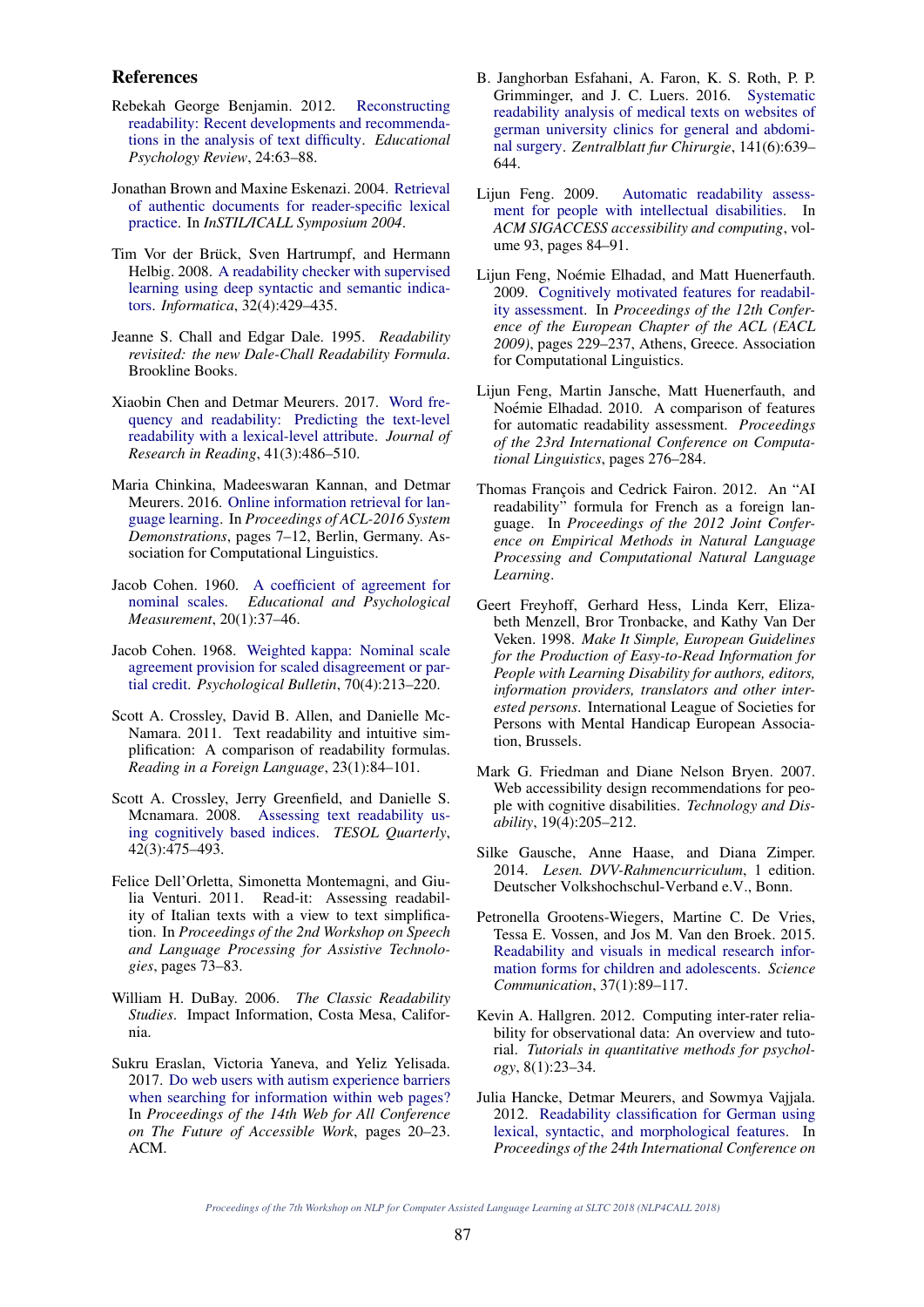## References

Rebekah George Benjamin. 2012. Reconstructing readability: Recent developments and recommendations in the analysis of text difficulty. *Educational Psychology Review*, 24:63–88.

Jonathan Brown and Maxine Eskenazi. 2004. Retrieval of authentic documents for reader-specific lexical practice. In *InSTIL/ICALL Symposium 2004*.

Tim Vor der Brück, Sven Hartrumpf, and Hermann Helbig. 2008. A readability checker with supervised learning using deep syntactic and semantic indicators. *Informatica*, 32(4):429–435.

Jeanne S. Chall and Edgar Dale. 1995. *Readability revisited: the new Dale-Chall Readability Formula*. Brookline Books.

Xiaobin Chen and Detmar Meurers. 2017. Word frequency and readability: Predicting the text-level readability with a lexical-level attribute. *Journal of Research in Reading*, 41(3):486–510.

Maria Chinkina, Madeeswaran Kannan, and Detmar Meurers. 2016. Online information retrieval for language learning. In *Proceedings of ACL-2016 System Demonstrations*, pages 7–12, Berlin, Germany. Association for Computational Linguistics.

Jacob Cohen. 1960. A coefficient of agreement for nominal scales. *Educational and Psychological Measurement*, 20(1):37–46.

Jacob Cohen. 1968. Weighted kappa: Nominal scale agreement provision for scaled disagreement or partial credit. *Psychological Bulletin*, 70(4):213–220.

Scott A. Crossley, David B. Allen, and Danielle McNamara. 2011. Text readability and intuitive simplification: A comparison of readability formulas. *Reading in a Foreign Language*, 23(1):84–101.

Scott A. Crossley, Jerry Greenfield, and Danielle S. Mcnamara. 2008. Assessing text readability using cognitively based indices. *TESOL Quarterly*, 42(3):475–493.

Felice Dell'Orletta, Simonetta Montemagni, and Giulia Venturi. 2011. Read-it: Assessing readability of Italian texts with a view to text simplification. In *Proceedings of the 2nd Workshop on Speech and Language Processing for Assistive Technologies*, pages 73–83.

William H. DuBay. 2006. *The Classic Readability Studies*. Impact Information, Costa Mesa, California.

Sukru Eraslan, Victoria Yaneva, and Yeliz Yelisada. 2017. Do web users with autism experience barriers when searching for information within web pages? In *Proceedings of the 14th Web for All Conference on The Future of Accessible Work*, pages 20–23. ACM.

B. Janghorban Esfahani, A. Faron, K. S. Roth, P. P. Grimminger, and J. C. Luers. 2016. Systematic readability analysis of medical texts on websites of german university clinics for general and abdominal surgery. *Zentralblatt fur Chirurgie*, 141(6):639–644.

Lijun Feng. 2009. Automatic readability assessment for people with intellectual disabilities. In *ACM SIGACCESS accessibility and computing*, volume 93, pages 84–91.

Lijun Feng, Noémie Elhadad, and Matt Huenerfauth. 2009. Cognitively motivated features for readability assessment. In *Proceedings of the 12th Conference of the European Chapter of the ACL (EACL 2009)*, pages 229–237, Athens, Greece. Association for Computational Linguistics.

Lijun Feng, Martin Jansche, Matt Huenerfauth, and Noémie Elhadad. 2010. A comparison of features for automatic readability assessment. *Proceedings of the 23rd International Conference on Computational Linguistics*, pages 276–284.

Thomas François and Cedrick Fairon. 2012. An "AI readability" formula for French as a foreign language. In *Proceedings of the 2012 Joint Conference on Empirical Methods in Natural Language Processing and Computational Natural Language Learning*.

Geert Freyhoff, Gerhard Hess, Linda Kerr, Elizabeth Menzell, Bror Tronbacke, and Kathy Van Der Veken. 1998. *Make It Simple, European Guidelines for the Production of Easy-to-Read Information for People with Learning Disability for authors, editors, information providers, translators and other interested persons*. International League of Societies for Persons with Mental Handicap European Association, Brussels.

Mark G. Friedman and Diane Nelson Bryen. 2007. Web accessibility design recommendations for people with cognitive disabilities. *Technology and Disability*, 19(4):205–212.

Silke Gausche, Anne Haase, and Diana Zimper. 2014. *Lesen. DVV-Rahmencurriculum*, 1 edition. Deutscher Volkshochschul-Verband e.V., Bonn.

Petronella Grootens-Wiegers, Martine C. De Vries, Tessa E. Vossen, and Jos M. Van den Broek. 2015. Readability and visuals in medical research information forms for children and adolescents. *Science Communication*, 37(1):89–117.

Kevin A. Hallgren. 2012. Computing inter-rater reliability for observational data: An overview and tutorial. *Tutorials in quantitative methods for psychology*, 8(1):23–34.

Julia Hancke, Detmar Meurers, and Sowmya Vajjala. 2012. Readability classification for German using lexical, syntactic, and morphological features. In *Proceedings of the 24th International Conference on*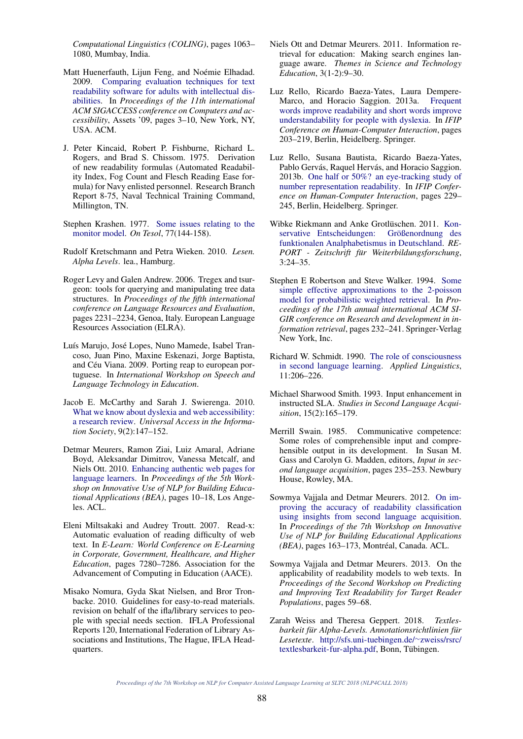*Computational Linguistics (COLING)*, pages 1063–1080, Mumbay, India.

Matt Huenerfauth, Lijun Feng, and Noémie Elhadad. 2009. Comparing evaluation techniques for text readability software for adults with intellectual disabilities. In *Proceedings of the 11th international ACM SIGACCESS conference on Computers and accessibility*, Assets '09, pages 3–10, New York, NY, USA. ACM.

J. Peter Kincaid, Robert P. Fishburne, Richard L. Rogers, and Brad S. Chissom. 1975. Derivation of new readability formulas (Automated Readability Index, Fog Count and Flesch Reading Ease formula) for Navy enlisted personnel. Research Branch Report 8-75, Naval Technical Training Command, Millington, TN.

Stephen Krashen. 1977. Some issues relating to the monitor model. *On Tesol*, 77(144-158).

Rudolf Kretschmann and Petra Wieken. 2010. *Lesen. Alpha Levels*. lea., Hamburg.

Roger Levy and Galen Andrew. 2006. Tregex and tsurgeon: tools for querying and manipulating tree data structures. In *Proceedings of the fifth international conference on Language Resources and Evaluation*, pages 2231–2234, Genoa, Italy. European Language Resources Association (ELRA).

Luís Marujo, José Lopes, Nuno Mamede, Isabel Trancoso, Juan Pino, Maxine Eskenazi, Jorge Baptista, and Céu Viana. 2009. Porting reap to european portuguese. In *International Workshop on Speech and Language Technology in Education*.

Jacob E. McCarthy and Sarah J. Swierenga. 2010. What we know about dyslexia and web accessibility: a research review. *Universal Access in the Information Society*, 9(2):147–152.

Detmar Meurers, Ramon Ziai, Luiz Amaral, Adriane Boyd, Aleksandar Dimitrov, Vanessa Metcalf, and Niels Ott. 2010. Enhancing authentic web pages for language learners. In *Proceedings of the 5th Workshop on Innovative Use of NLP for Building Educational Applications (BEA)*, pages 10–18, Los Angeles. ACL.

Eleni Miltsakaki and Audrey Troutt. 2007. Read-x: Automatic evaluation of reading difficulty of web text. In *E-Learn: World Conference on E-Learning in Corporate, Government, Healthcare, and Higher Education*, pages 7280–7286. Association for the Advancement of Computing in Education (AACE).

Misako Nomura, Gyda Skat Nielsen, and Bror Tronbacke. 2010. Guidelines for easy-to-read materials. revision on behalf of the ifla/library services to people with special needs section. IFLA Professional Reports 120, International Federation of Library Associations and Institutions, The Hague, IFLA Headquarters.

Niels Ott and Detmar Meurers. 2011. Information retrieval for education: Making search engines language aware. *Themes in Science and Technology Education*, 3(1-2):9–30.

Luz Rello, Ricardo Baeza-Yates, Laura Dempere-Marco, and Horacio Saggion. 2013a. Frequent words improve readability and short words improve understandability for people with dyslexia. In *IFIP Conference on Human-Computer Interaction*, pages 203–219, Berlin, Heidelberg. Springer.

Luz Rello, Susana Bautista, Ricardo Baeza-Yates, Pablo Gervás, Raquel Hervás, and Horacio Saggion. 2013b. One half or 50%? an eye-tracking study of number representation readability. In *IFIP Conference on Human-Computer Interaction*, pages 229–245, Berlin, Heidelberg. Springer.

Wibke Riekmann and Anke Grotlüschen. 2011. Konservative Entscheidungen: Größenordnung des funktionalen Analphabetismus in Deutschland. *REPORT - Zeitschrift für Weiterbildungsforschung*, 3:24–35.

Stephen E Robertson and Steve Walker. 1994. Some simple effective approximations to the 2-poisson model for probabilistic weighted retrieval. In *Proceedings of the 17th annual international ACM SIGIR conference on Research and development in information retrieval*, pages 232–241. Springer-Verlag New York, Inc.

Richard W. Schmidt. 1990. The role of consciousness in second language learning. *Applied Linguistics*, 11:206–226.

Michael Sharwood Smith. 1993. Input enhancement in instructed SLA. *Studies in Second Language Acquisition*, 15(2):165–179.

Merrill Swain. 1985. Communicative competence: Some roles of comprehensible input and comprehensible output in its development. In Susan M. Gass and Carolyn G. Madden, editors, *Input in second language acquisition*, pages 235–253. Newbury House, Rowley, MA.

Sowmya Vajjala and Detmar Meurers. 2012. On improving the accuracy of readability classification using insights from second language acquisition. In *Proceedings of the 7th Workshop on Innovative Use of NLP for Building Educational Applications (BEA)*, pages 163–173, Montréal, Canada. ACL.

Sowmya Vajjala and Detmar Meurers. 2013. On the applicability of readability models to web texts. In *Proceedings of the Second Workshop on Predicting and Improving Text Readability for Target Reader Populations*, pages 59–68.

Zarah Weiss and Theresa Geppert. 2018. *Textlesbarkeit für Alpha-Levels. Annotationsrichtlinien für Lesetexte*. http://sfs.uni-tuebingen.de/~zweiss/rsrc/textlesbarkeit-fur-alpha.pdf, Bonn, Tübingen.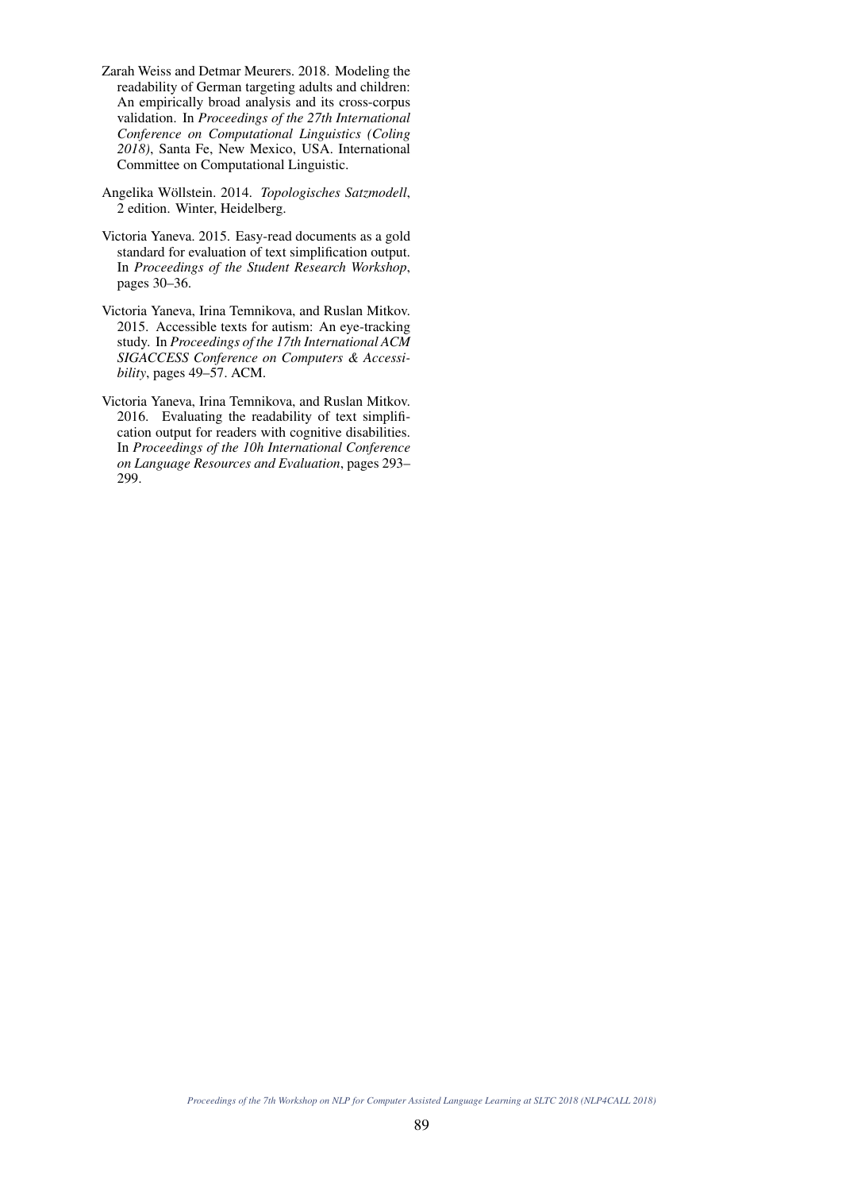Zarah Weiss and Detmar Meurers. 2018. Modeling the readability of German targeting adults and children: An empirically broad analysis and its cross-corpus validation. In *Proceedings of the 27th International Conference on Computational Linguistics (Coling 2018)*, Santa Fe, New Mexico, USA. International Committee on Computational Linguistic.

Angelika Wöllstein. 2014. *Topologisches Satzmodell*, 2 edition. Winter, Heidelberg.

Victoria Yaneva. 2015. Easy-read documents as a gold standard for evaluation of text simplification output. In *Proceedings of the Student Research Workshop*, pages 30–36.

Victoria Yaneva, Irina Temnikova, and Ruslan Mitkov. 2015. Accessible texts for autism: An eye-tracking study. In *Proceedings of the 17th International ACM SIGACCESS Conference on Computers & Accessibility*, pages 49–57. ACM.

Victoria Yaneva, Irina Temnikova, and Ruslan Mitkov. 2016. Evaluating the readability of text simplification output for readers with cognitive disabilities. In *Proceedings of the 10h International Conference on Language Resources and Evaluation*, pages 293–299.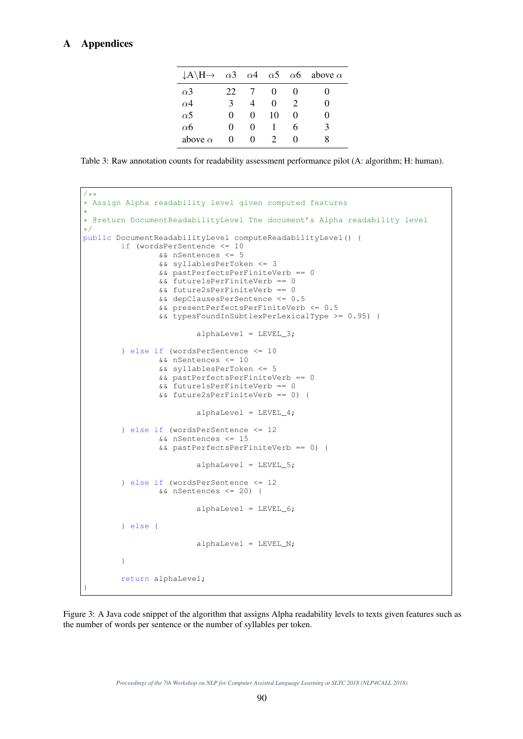# A Appendices

| ↓A\H→ | $\alpha 3$ | $\alpha 4$ | $\alpha 5$ | $\alpha 6$ | above $\alpha$ |
|---|---|---|---|---|---|
| $\alpha 3$ | 22 | 7 | 0 | 0 | 0 |
| $\alpha 4$ | 3 | 4 | 0 | 2 | 0 |
| $\alpha 5$ | 0 | 0 | 10 | 0 | 0 |
| $\alpha 6$ | 0 | 0 | 1 | 6 | 3 |
| above $\alpha$ | 0 | 0 | 2 | 0 | 8 |

Table 3: Raw annotation counts for readability assessment performance pilot (A: algorithm; H: human).

```java
/**
* Assign Alpha readability level given computed features
*
* @return DocumentReadabilityLevel The document's Alpha readability level
*/
public DocumentReadabilityLevel computeReadabilityLevel() {
        if (wordsPerSentence <= 10
                && nSentences <= 5
                && syllablesPerToken <= 3
                && pastPerfectsPerFiniteVerb == 0
                && future1sPerFiniteVerb == 0
                && future2sPerFiniteVerb == 0
                && depClausesPerSentence <= 0.5
                && presentPerfectsPerFiniteVerb <= 0.5
                && typesFoundInSubtlexPerLexicalType >= 0.95) {

                        alphaLevel = LEVEL_3;

        } else if (wordsPerSentence <= 10
                && nSentences <= 10
                && syllablesPerToken <= 5
                && pastPerfectsPerFiniteVerb == 0
                && future1sPerFiniteVerb == 0
                && future2sPerFiniteVerb == 0) {

                        alphaLevel = LEVEL_4;

        } else if (wordsPerSentence <= 12
                && nSentences <= 15
                && pastPerfectsPerFiniteVerb == 0) {

                        alphaLevel = LEVEL_5;

        } else if (wordsPerSentence <= 12
                && nSentences <= 20) {

                        alphaLevel = LEVEL_6;

        } else {

                        alphaLevel = LEVEL_N;

        }

        return alphaLevel;
}
```

Figure 3: A Java code snippet of the algorithm that assigns Alpha readability levels to texts given features such as the number of words per sentence or the number of syllables per token.